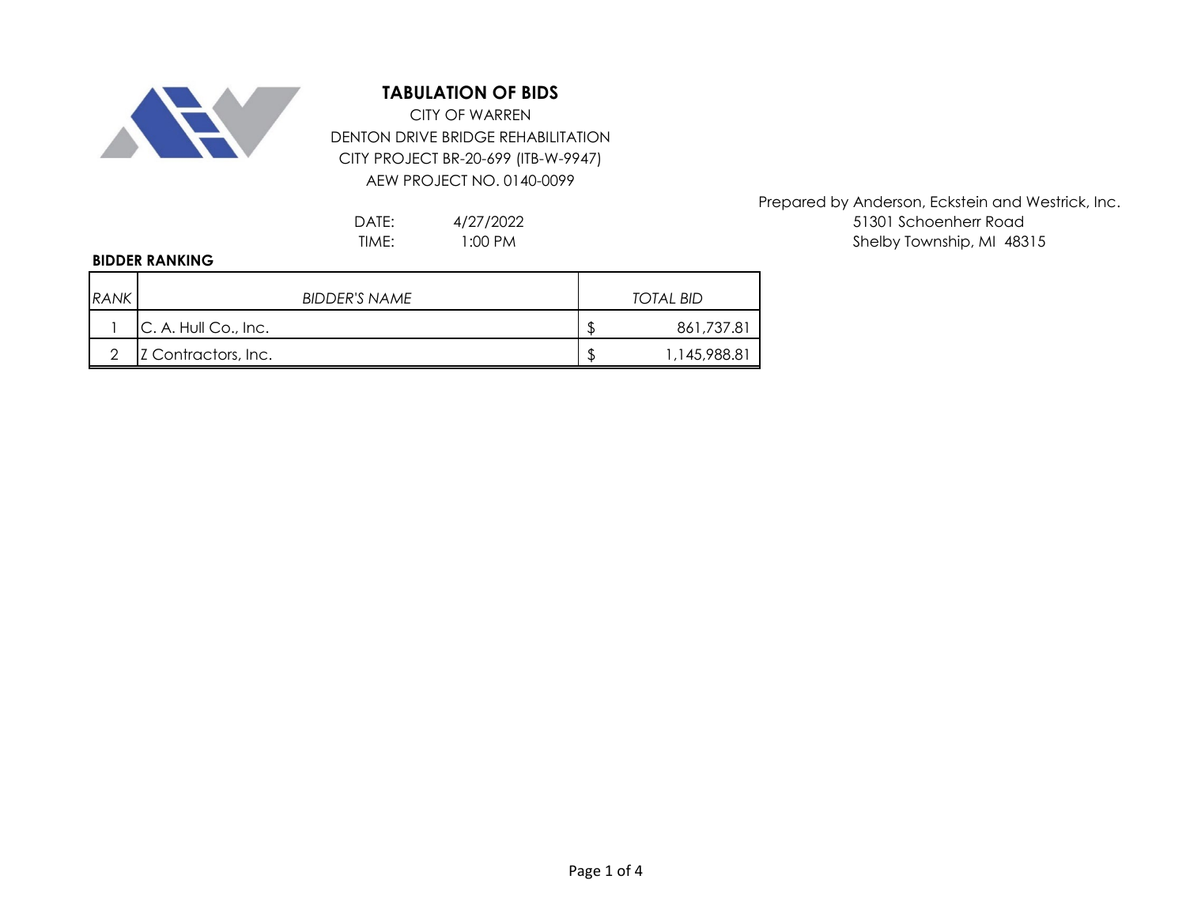# TABULATION OF BIDS

CITY OF WARREN
DENTON DRIVE BRIDGE REHABILITATION
CITY PROJECT BR-20-699 (ITB-W-9947)
AEW PROJECT NO. 0140-0099

Prepared by Anderson, Eckstein and Westrick, Inc.
51301 Schoenherr Road
Shelby Township, MI 48315

DATE: 4/27/2022
TIME: 1:00 PM

**BIDDER RANKING**

| *RANK* | *BIDDER'S NAME* | *TOTAL BID* |
|---|---|---|
| 1 | C. A. Hull Co., Inc. | $ 861,737.81 |
| 2 | Z Contractors, Inc. | $ 1,145,988.81 |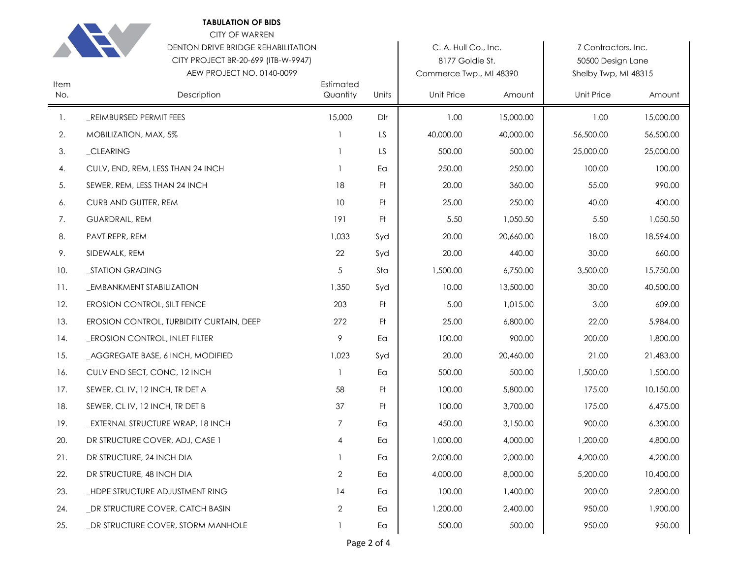**TABULATION OF BIDS**

CITY OF WARREN
DENTON DRIVE BRIDGE REHABILITATION
CITY PROJECT BR-20-699 (ITB-W-9947)
AEW PROJECT NO. 0140-0099

| | | | | C. A. Hull Co., Inc. 8177 Goldie St. Commerce Twp., MI 48390 | | Z Contractors, Inc. 50500 Design Lane Shelby Twp, MI 48315 | |
|---|---|---|---|---|---|---|---|
| Item No. | Description | Estimated Quantity | Units | Unit Price | Amount | Unit Price | Amount |
| 1. | _REIMBURSED PERMIT FEES | 15,000 | Dlr | 1.00 | 15,000.00 | 1.00 | 15,000.00 |
| 2. | MOBILIZATION, MAX, 5% | 1 | LS | 40,000.00 | 40,000.00 | 56,500.00 | 56,500.00 |
| 3. | _CLEARING | 1 | LS | 500.00 | 500.00 | 25,000.00 | 25,000.00 |
| 4. | CULV, END, REM, LESS THAN 24 INCH | 1 | Ea | 250.00 | 250.00 | 100.00 | 100.00 |
| 5. | SEWER, REM, LESS THAN 24 INCH | 18 | Ft | 20.00 | 360.00 | 55.00 | 990.00 |
| 6. | CURB AND GUTTER, REM | 10 | Ft | 25.00 | 250.00 | 40.00 | 400.00 |
| 7. | GUARDRAIL, REM | 191 | Ft | 5.50 | 1,050.50 | 5.50 | 1,050.50 |
| 8. | PAVT REPR, REM | 1,033 | Syd | 20.00 | 20,660.00 | 18.00 | 18,594.00 |
| 9. | SIDEWALK, REM | 22 | Syd | 20.00 | 440.00 | 30.00 | 660.00 |
| 10. | _STATION GRADING | 5 | Sta | 1,500.00 | 6,750.00 | 3,500.00 | 15,750.00 |
| 11. | _EMBANKMENT STABILIZATION | 1,350 | Syd | 10.00 | 13,500.00 | 30.00 | 40,500.00 |
| 12. | EROSION CONTROL, SILT FENCE | 203 | Ft | 5.00 | 1,015.00 | 3.00 | 609.00 |
| 13. | EROSION CONTROL, TURBIDITY CURTAIN, DEEP | 272 | Ft | 25.00 | 6,800.00 | 22.00 | 5,984.00 |
| 14. | _EROSION CONTROL, INLET FILTER | 9 | Ea | 100.00 | 900.00 | 200.00 | 1,800.00 |
| 15. | _AGGREGATE BASE, 6 INCH, MODIFIED | 1,023 | Syd | 20.00 | 20,460.00 | 21.00 | 21,483.00 |
| 16. | CULV END SECT, CONC, 12 INCH | 1 | Ea | 500.00 | 500.00 | 1,500.00 | 1,500.00 |
| 17. | SEWER, CL IV, 12 INCH, TR DET A | 58 | Ft | 100.00 | 5,800.00 | 175.00 | 10,150.00 |
| 18. | SEWER, CL IV, 12 INCH, TR DET B | 37 | Ft | 100.00 | 3,700.00 | 175.00 | 6,475.00 |
| 19. | _EXTERNAL STRUCTURE WRAP, 18 INCH | 7 | Ea | 450.00 | 3,150.00 | 900.00 | 6,300.00 |
| 20. | DR STRUCTURE COVER, ADJ, CASE 1 | 4 | Ea | 1,000.00 | 4,000.00 | 1,200.00 | 4,800.00 |
| 21. | DR STRUCTURE, 24 INCH DIA | 1 | Ea | 2,000.00 | 2,000.00 | 4,200.00 | 4,200.00 |
| 22. | DR STRUCTURE, 48 INCH DIA | 2 | Ea | 4,000.00 | 8,000.00 | 5,200.00 | 10,400.00 |
| 23. | _HDPE STRUCTURE ADJUSTMENT RING | 14 | Ea | 100.00 | 1,400.00 | 200.00 | 2,800.00 |
| 24. | _DR STRUCTURE COVER, CATCH BASIN | 2 | Ea | 1,200.00 | 2,400.00 | 950.00 | 1,900.00 |
| 25. | _DR STRUCTURE COVER, STORM MANHOLE | 1 | Ea | 500.00 | 500.00 | 950.00 | 950.00 |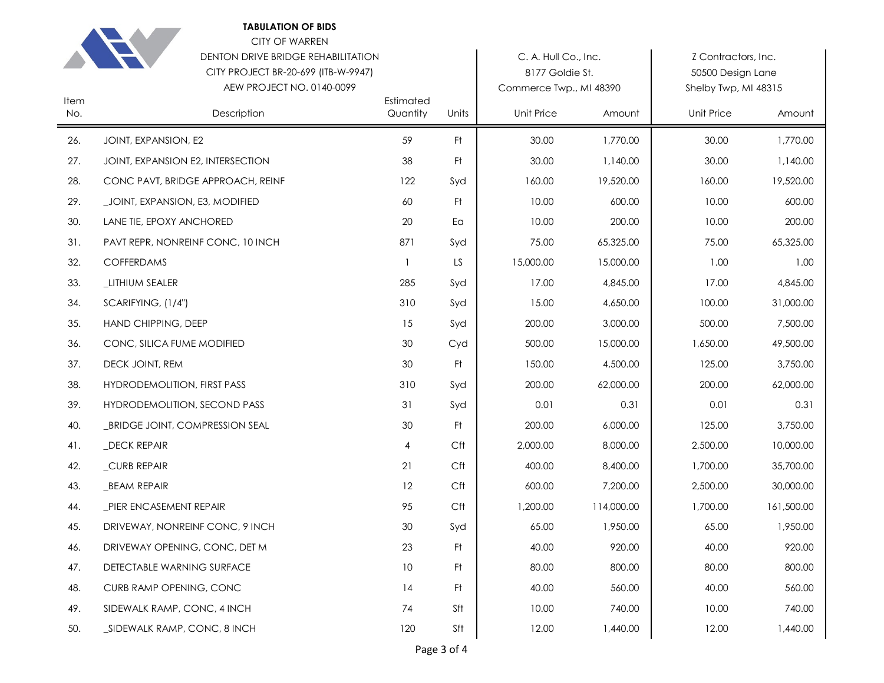**TABULATION OF BIDS**

CITY OF WARREN

DENTON DRIVE BRIDGE REHABILITATION

CITY PROJECT BR-20-699 (ITB-W-9947)

AEW PROJECT NO. 0140-0099

| | | | | C. A. Hull Co., Inc.<br>8177 Goldie St.<br>Commerce Twp., MI 48390 | | Z Contractors, Inc.<br>50500 Design Lane<br>Shelby Twp, MI 48315 | |
|---|---|---|---|---|---|---|---|
| Item No. | Description | Estimated Quantity | Units | Unit Price | Amount | Unit Price | Amount |
| 26. | JOINT, EXPANSION, E2 | 59 | Ft | 30.00 | 1,770.00 | 30.00 | 1,770.00 |
| 27. | JOINT, EXPANSION E2, INTERSECTION | 38 | Ft | 30.00 | 1,140.00 | 30.00 | 1,140.00 |
| 28. | CONC PAVT, BRIDGE APPROACH, REINF | 122 | Syd | 160.00 | 19,520.00 | 160.00 | 19,520.00 |
| 29. | _JOINT, EXPANSION, E3, MODIFIED | 60 | Ft | 10.00 | 600.00 | 10.00 | 600.00 |
| 30. | LANE TIE, EPOXY ANCHORED | 20 | Ea | 10.00 | 200.00 | 10.00 | 200.00 |
| 31. | PAVT REPR, NONREINF CONC, 10 INCH | 871 | Syd | 75.00 | 65,325.00 | 75.00 | 65,325.00 |
| 32. | COFFERDAMS | 1 | LS | 15,000.00 | 15,000.00 | 1.00 | 1.00 |
| 33. | _LITHIUM SEALER | 285 | Syd | 17.00 | 4,845.00 | 17.00 | 4,845.00 |
| 34. | SCARIFYING, (1/4") | 310 | Syd | 15.00 | 4,650.00 | 100.00 | 31,000.00 |
| 35. | HAND CHIPPING, DEEP | 15 | Syd | 200.00 | 3,000.00 | 500.00 | 7,500.00 |
| 36. | CONC, SILICA FUME MODIFIED | 30 | Cyd | 500.00 | 15,000.00 | 1,650.00 | 49,500.00 |
| 37. | DECK JOINT, REM | 30 | Ft | 150.00 | 4,500.00 | 125.00 | 3,750.00 |
| 38. | HYDRODEMOLITION, FIRST PASS | 310 | Syd | 200.00 | 62,000.00 | 200.00 | 62,000.00 |
| 39. | HYDRODEMOLITION, SECOND PASS | 31 | Syd | 0.01 | 0.31 | 0.01 | 0.31 |
| 40. | _BRIDGE JOINT, COMPRESSION SEAL | 30 | Ft | 200.00 | 6,000.00 | 125.00 | 3,750.00 |
| 41. | _DECK REPAIR | 4 | Cft | 2,000.00 | 8,000.00 | 2,500.00 | 10,000.00 |
| 42. | _CURB REPAIR | 21 | Cft | 400.00 | 8,400.00 | 1,700.00 | 35,700.00 |
| 43. | _BEAM REPAIR | 12 | Cft | 600.00 | 7,200.00 | 2,500.00 | 30,000.00 |
| 44. | _PIER ENCASEMENT REPAIR | 95 | Cft | 1,200.00 | 114,000.00 | 1,700.00 | 161,500.00 |
| 45. | DRIVEWAY, NONREINF CONC, 9 INCH | 30 | Syd | 65.00 | 1,950.00 | 65.00 | 1,950.00 |
| 46. | DRIVEWAY OPENING, CONC, DET M | 23 | Ft | 40.00 | 920.00 | 40.00 | 920.00 |
| 47. | DETECTABLE WARNING SURFACE | 10 | Ft | 80.00 | 800.00 | 80.00 | 800.00 |
| 48. | CURB RAMP OPENING, CONC | 14 | Ft | 40.00 | 560.00 | 40.00 | 560.00 |
| 49. | SIDEWALK RAMP, CONC, 4 INCH | 74 | Sft | 10.00 | 740.00 | 10.00 | 740.00 |
| 50. | _SIDEWALK RAMP, CONC, 8 INCH | 120 | Sft | 12.00 | 1,440.00 | 12.00 | 1,440.00 |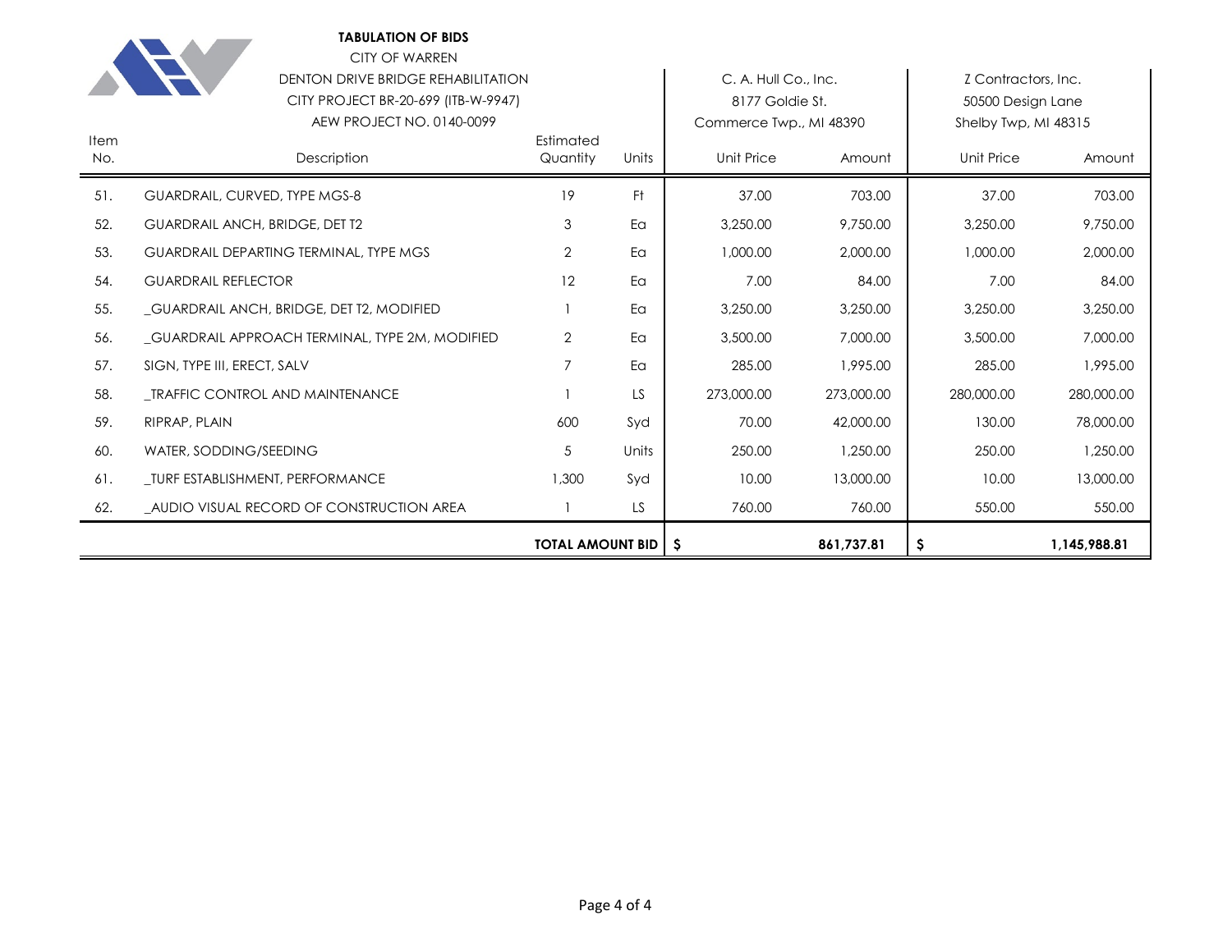**TABULATION OF BIDS**

CITY OF WARREN

DENTON DRIVE BRIDGE REHABILITATION

CITY PROJECT BR-20-699 (ITB-W-9947)

AEW PROJECT NO. 0140-0099

| | | | | C. A. Hull Co., Inc. 8177 Goldie St. Commerce Twp., MI 48390 | | Z Contractors, Inc. 50500 Design Lane Shelby Twp, MI 48315 | |
|---|---|---|---|---|---|---|---|
| Item No. | Description | Estimated Quantity | Units | Unit Price | Amount | Unit Price | Amount |
| 51. | GUARDRAIL, CURVED, TYPE MGS-8 | 19 | Ft | 37.00 | 703.00 | 37.00 | 703.00 |
| 52. | GUARDRAIL ANCH, BRIDGE, DET T2 | 3 | Ea | 3,250.00 | 9,750.00 | 3,250.00 | 9,750.00 |
| 53. | GUARDRAIL DEPARTING TERMINAL, TYPE MGS | 2 | Ea | 1,000.00 | 2,000.00 | 1,000.00 | 2,000.00 |
| 54. | GUARDRAIL REFLECTOR | 12 | Ea | 7.00 | 84.00 | 7.00 | 84.00 |
| 55. | _GUARDRAIL ANCH, BRIDGE, DET T2, MODIFIED | 1 | Ea | 3,250.00 | 3,250.00 | 3,250.00 | 3,250.00 |
| 56. | _GUARDRAIL APPROACH TERMINAL, TYPE 2M, MODIFIED | 2 | Ea | 3,500.00 | 7,000.00 | 3,500.00 | 7,000.00 |
| 57. | SIGN, TYPE III, ERECT, SALV | 7 | Ea | 285.00 | 1,995.00 | 285.00 | 1,995.00 |
| 58. | _TRAFFIC CONTROL AND MAINTENANCE | 1 | LS | 273,000.00 | 273,000.00 | 280,000.00 | 280,000.00 |
| 59. | RIPRAP, PLAIN | 600 | Syd | 70.00 | 42,000.00 | 130.00 | 78,000.00 |
| 60. | WATER, SODDING/SEEDING | 5 | Units | 250.00 | 1,250.00 | 250.00 | 1,250.00 |
| 61. | _TURF ESTABLISHMENT, PERFORMANCE | 1,300 | Syd | 10.00 | 13,000.00 | 10.00 | 13,000.00 |
| 62. | _AUDIO VISUAL RECORD OF CONSTRUCTION AREA | 1 | LS | 760.00 | 760.00 | 550.00 | 550.00 |
| | **TOTAL AMOUNT BID** | | | $ | **861,737.81** | $ | **1,145,988.81** |